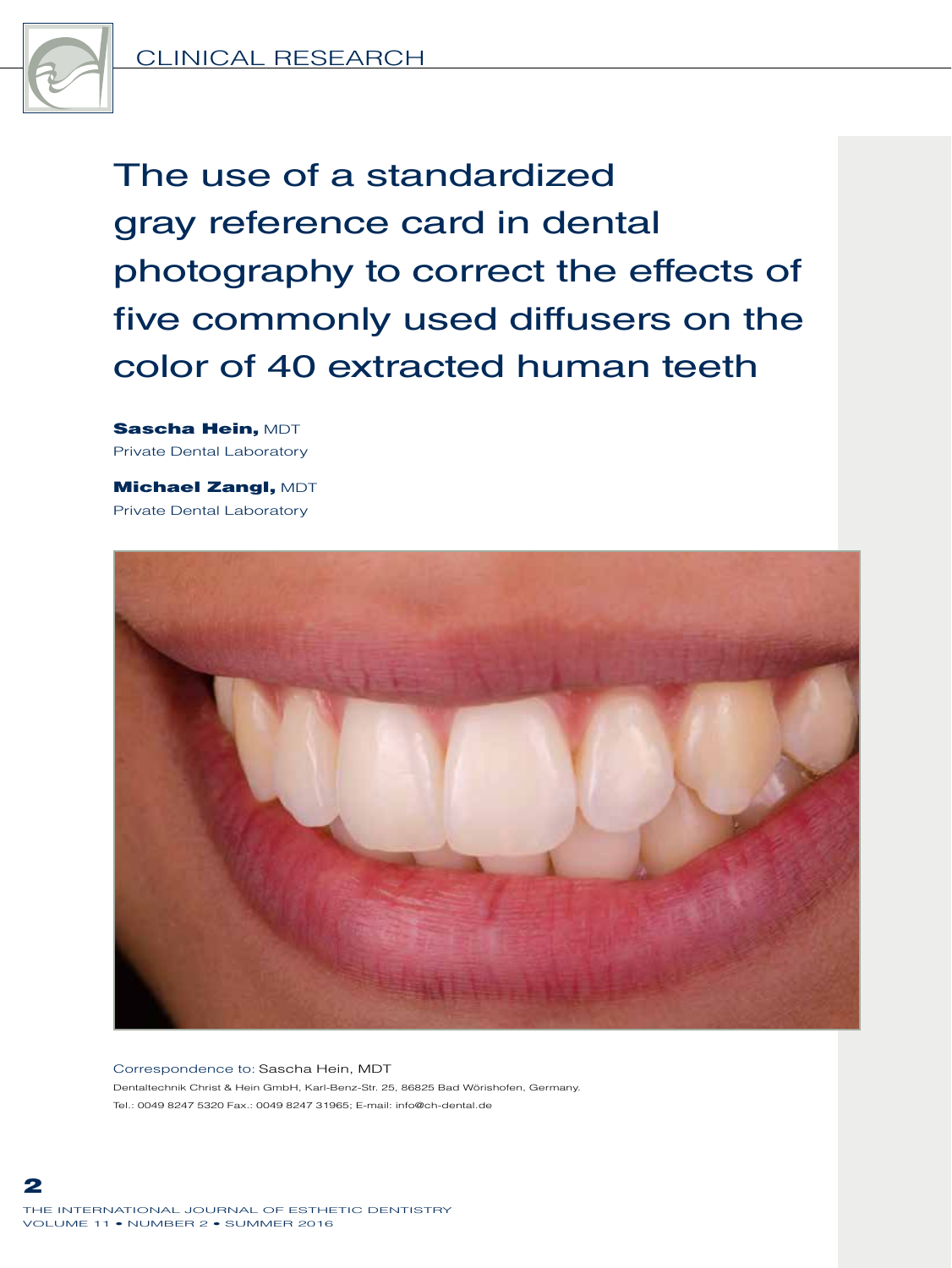CLINICAL RESEARCH

# The use of a standardized gray reference card in dental photography to correct the effects of five commonly used diffusers on the color of 40 extracted human teeth

**Sascha Hein,** MDT
Private Dental Laboratory

**Michael Zangl,** MDT
Private Dental Laboratory

Correspondence to: Sascha Hein, MDT
Dentaltechnik Christ & Hein GmbH, Karl-Benz-Str. 25, 86825 Bad Wörishofen, Germany.
Tel.: 0049 8247 5320 Fax.: 0049 8247 31965; E-mail: info@ch-dental.de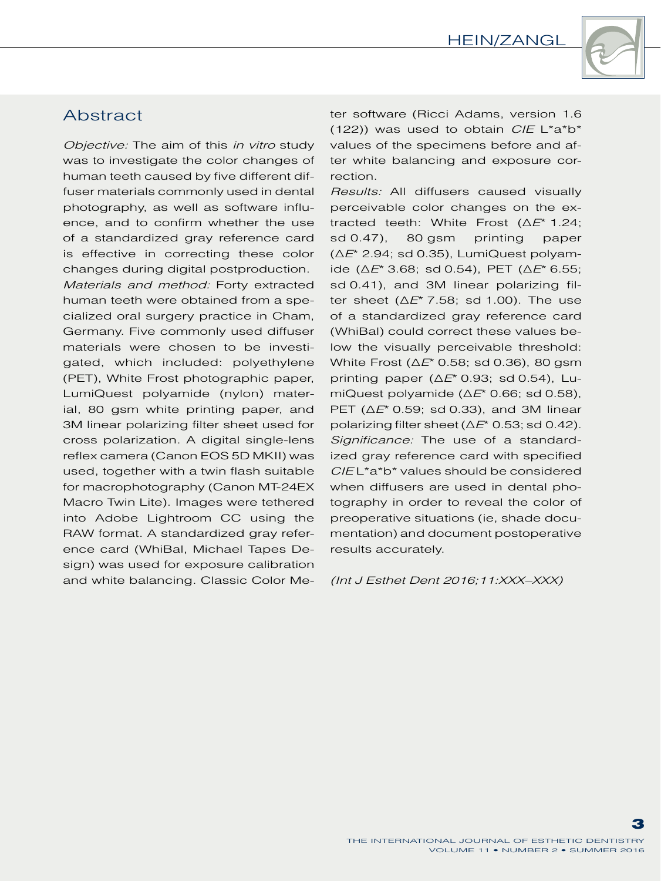## Abstract

*Objective:* The aim of this *in vitro* study was to investigate the color changes of human teeth caused by five different diffuser materials commonly used in dental photography, as well as software influence, and to confirm whether the use of a standardized gray reference card is effective in correcting these color changes during digital postproduction.

*Materials and method:* Forty extracted human teeth were obtained from a specialized oral surgery practice in Cham, Germany. Five commonly used diffuser materials were chosen to be investigated, which included: polyethylene (PET), White Frost photographic paper, LumiQuest polyamide (nylon) material, 80 gsm white printing paper, and 3M linear polarizing filter sheet used for cross polarization. A digital single-lens reflex camera (Canon EOS 5D MKII) was used, together with a twin flash suitable for macrophotography (Canon MT-24EX Macro Twin Lite). Images were tethered into Adobe Lightroom CC using the RAW format. A standardized gray reference card (WhiBal, Michael Tapes Design) was used for exposure calibration and white balancing. Classic Color Meter software (Ricci Adams, version 1.6 (122)) was used to obtain *CIE* L\*a\*b\* values of the specimens before and after white balancing and exposure correction.

*Results:* All diffusers caused visually perceivable color changes on the extracted teeth: White Frost ($\Delta E^*$ 1.24; sd 0.47), 80 gsm printing paper ($\Delta E^*$ 2.94; sd 0.35), LumiQuest polyamide ($\Delta E^*$ 3.68; sd 0.54), PET ($\Delta E^*$ 6.55; sd 0.41), and 3M linear polarizing filter sheet ($\Delta E^*$ 7.58; sd 1.00). The use of a standardized gray reference card (WhiBal) could correct these values below the visually perceivable threshold: White Frost ($\Delta E^*$ 0.58; sd 0.36), 80 gsm printing paper ($\Delta E^*$ 0.93; sd 0.54), LumiQuest polyamide ($\Delta E^*$ 0.66; sd 0.58), PET ($\Delta E^*$ 0.59; sd 0.33), and 3M linear polarizing filter sheet ($\Delta E^*$ 0.53; sd 0.42).

*Significance:* The use of a standardized gray reference card with specified *CIE* L\*a\*b\* values should be considered when diffusers are used in dental photography in order to reveal the color of preoperative situations (ie, shade documentation) and document postoperative results accurately.

*(Int J Esthet Dent 2016;11:XXX–XXX)*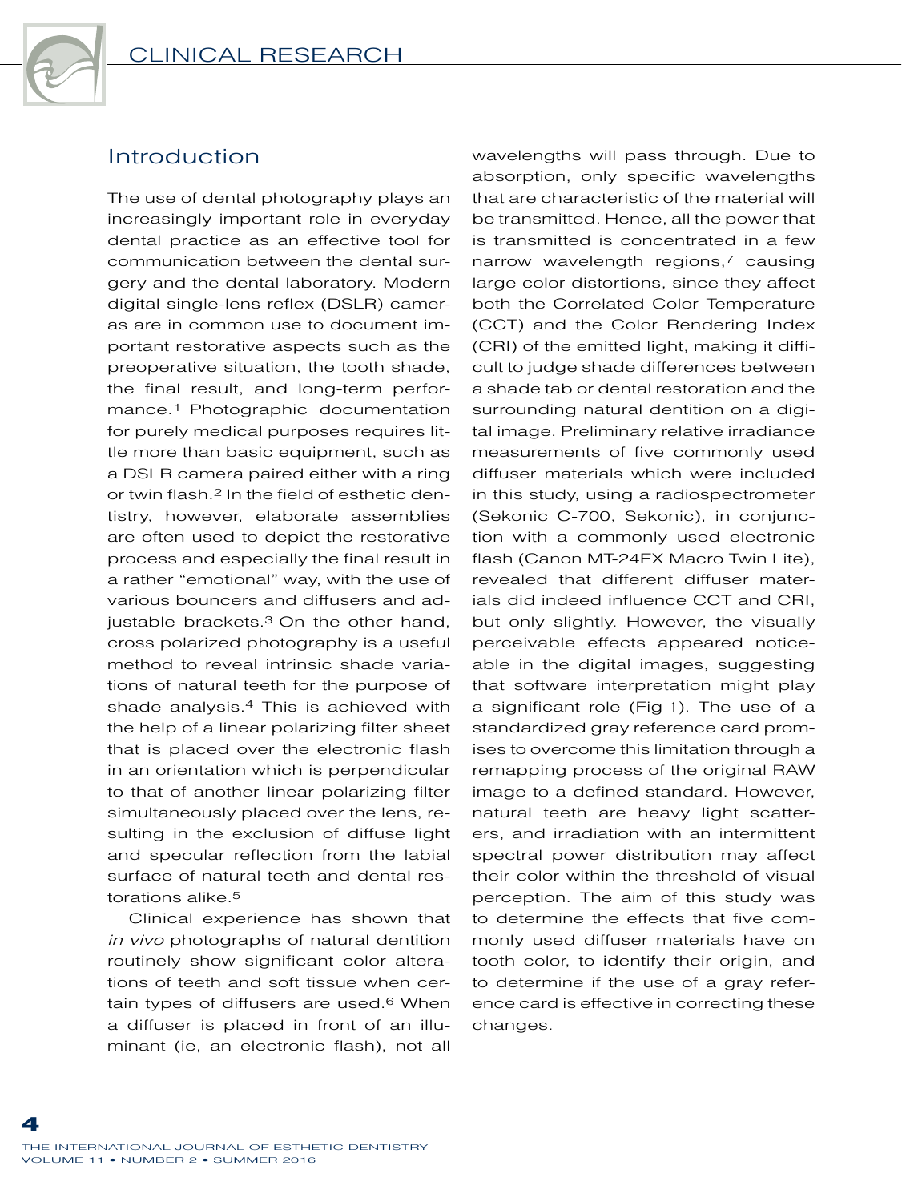## Introduction

The use of dental photography plays an increasingly important role in everyday dental practice as an effective tool for communication between the dental surgery and the dental laboratory. Modern digital single-lens reflex (DSLR) cameras are in common use to document important restorative aspects such as the preoperative situation, the tooth shade, the final result, and long-term performance.[1] Photographic documentation for purely medical purposes requires little more than basic equipment, such as a DSLR camera paired either with a ring or twin flash.[2] In the field of esthetic dentistry, however, elaborate assemblies are often used to depict the restorative process and especially the final result in a rather "emotional" way, with the use of various bouncers and diffusers and adjustable brackets.[3] On the other hand, cross polarized photography is a useful method to reveal intrinsic shade variations of natural teeth for the purpose of shade analysis.[4] This is achieved with the help of a linear polarizing filter sheet that is placed over the electronic flash in an orientation which is perpendicular to that of another linear polarizing filter simultaneously placed over the lens, resulting in the exclusion of diffuse light and specular reflection from the labial surface of natural teeth and dental restorations alike.[5]

Clinical experience has shown that *in vivo* photographs of natural dentition routinely show significant color alterations of teeth and soft tissue when certain types of diffusers are used.[6] When a diffuser is placed in front of an illuminant (ie, an electronic flash), not all wavelengths will pass through. Due to absorption, only specific wavelengths that are characteristic of the material will be transmitted. Hence, all the power that is transmitted is concentrated in a few narrow wavelength regions,[7] causing large color distortions, since they affect both the Correlated Color Temperature (CCT) and the Color Rendering Index (CRI) of the emitted light, making it difficult to judge shade differences between a shade tab or dental restoration and the surrounding natural dentition on a digital image. Preliminary relative irradiance measurements of five commonly used diffuser materials which were included in this study, using a radiospectrometer (Sekonic C-700, Sekonic), in conjunction with a commonly used electronic flash (Canon MT-24EX Macro Twin Lite), revealed that different diffuser materials did indeed influence CCT and CRI, but only slightly. However, the visually perceivable effects appeared noticeable in the digital images, suggesting that software interpretation might play a significant role (Fig 1). The use of a standardized gray reference card promises to overcome this limitation through a remapping process of the original RAW image to a defined standard. However, natural teeth are heavy light scatterers, and irradiation with an intermittent spectral power distribution may affect their color within the threshold of visual perception. The aim of this study was to determine the effects that five commonly used diffuser materials have on tooth color, to identify their origin, and to determine if the use of a gray reference card is effective in correcting these changes.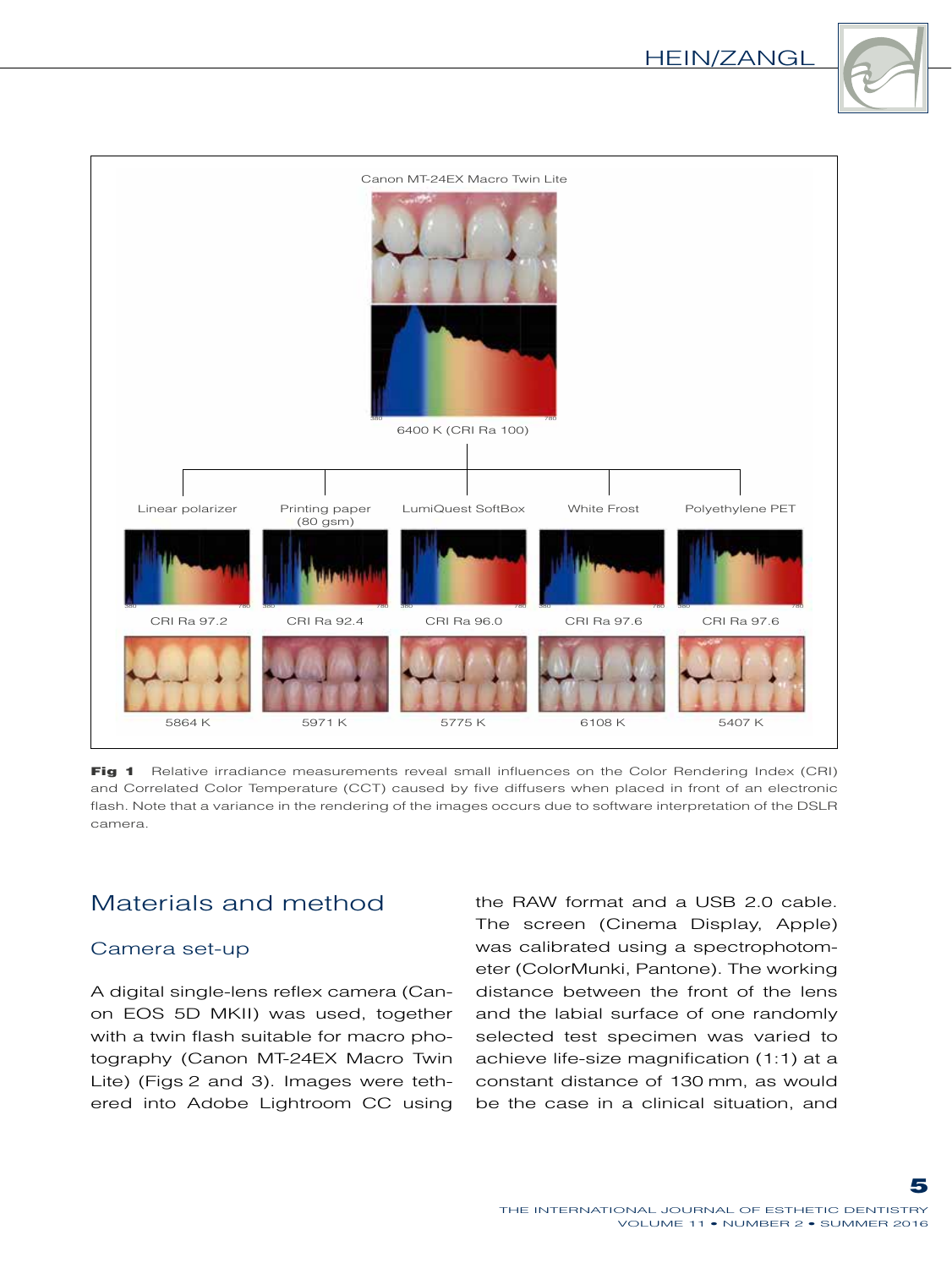**Fig 1** Relative irradiance measurements reveal small influences on the Color Rendering Index (CRI) and Correlated Color Temperature (CCT) caused by five diffusers when placed in front of an electronic flash. Note that a variance in the rendering of the images occurs due to software interpretation of the DSLR camera.

## Materials and method

### Camera set-up

A digital single-lens reflex camera (Canon EOS 5D MKII) was used, together with a twin flash suitable for macro photography (Canon MT-24EX Macro Twin Lite) (Figs 2 and 3). Images were tethered into Adobe Lightroom CC using the RAW format and a USB 2.0 cable. The screen (Cinema Display, Apple) was calibrated using a spectrophotometer (ColorMunki, Pantone). The working distance between the front of the lens and the labial surface of one randomly selected test specimen was varied to achieve life-size magnification (1:1) at a constant distance of 130 mm, as would be the case in a clinical situation, and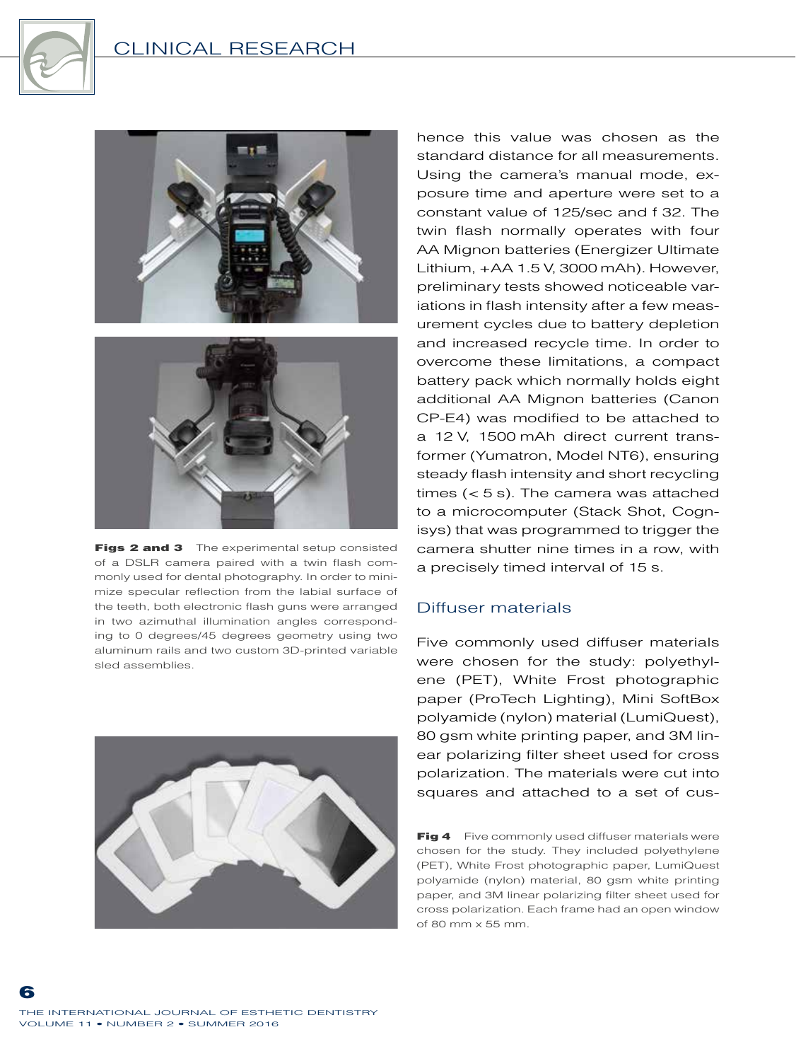Figs 2 and 3 The experimental setup consisted of a DSLR camera paired with a twin flash commonly used for dental photography. In order to minimize specular reflection from the labial surface of the teeth, both electronic flash guns were arranged in two azimuthal illumination angles corresponding to 0 degrees/45 degrees geometry using two aluminum rails and two custom 3D-printed variable sled assemblies.

hence this value was chosen as the standard distance for all measurements. Using the camera's manual mode, exposure time and aperture were set to a constant value of 125/sec and f 32. The twin flash normally operates with four AA Mignon batteries (Energizer Ultimate Lithium, +AA 1.5 V, 3000 mAh). However, preliminary tests showed noticeable variations in flash intensity after a few measurement cycles due to battery depletion and increased recycle time. In order to overcome these limitations, a compact battery pack which normally holds eight additional AA Mignon batteries (Canon CP-E4) was modified to be attached to a 12 V, 1500 mAh direct current transformer (Yumatron, Model NT6), ensuring steady flash intensity and short recycling times (< 5 s). The camera was attached to a microcomputer (Stack Shot, Cognisys) that was programmed to trigger the camera shutter nine times in a row, with a precisely timed interval of 15 s.

## Diffuser materials

Five commonly used diffuser materials were chosen for the study: polyethylene (PET), White Frost photographic paper (ProTech Lighting), Mini SoftBox polyamide (nylon) material (LumiQuest), 80 gsm white printing paper, and 3M linear polarizing filter sheet used for cross polarization. The materials were cut into squares and attached to a set of cus-

Fig 4 Five commonly used diffuser materials were chosen for the study. They included polyethylene (PET), White Frost photographic paper, LumiQuest polyamide (nylon) material, 80 gsm white printing paper, and 3M linear polarizing filter sheet used for cross polarization. Each frame had an open window of 80 mm x 55 mm.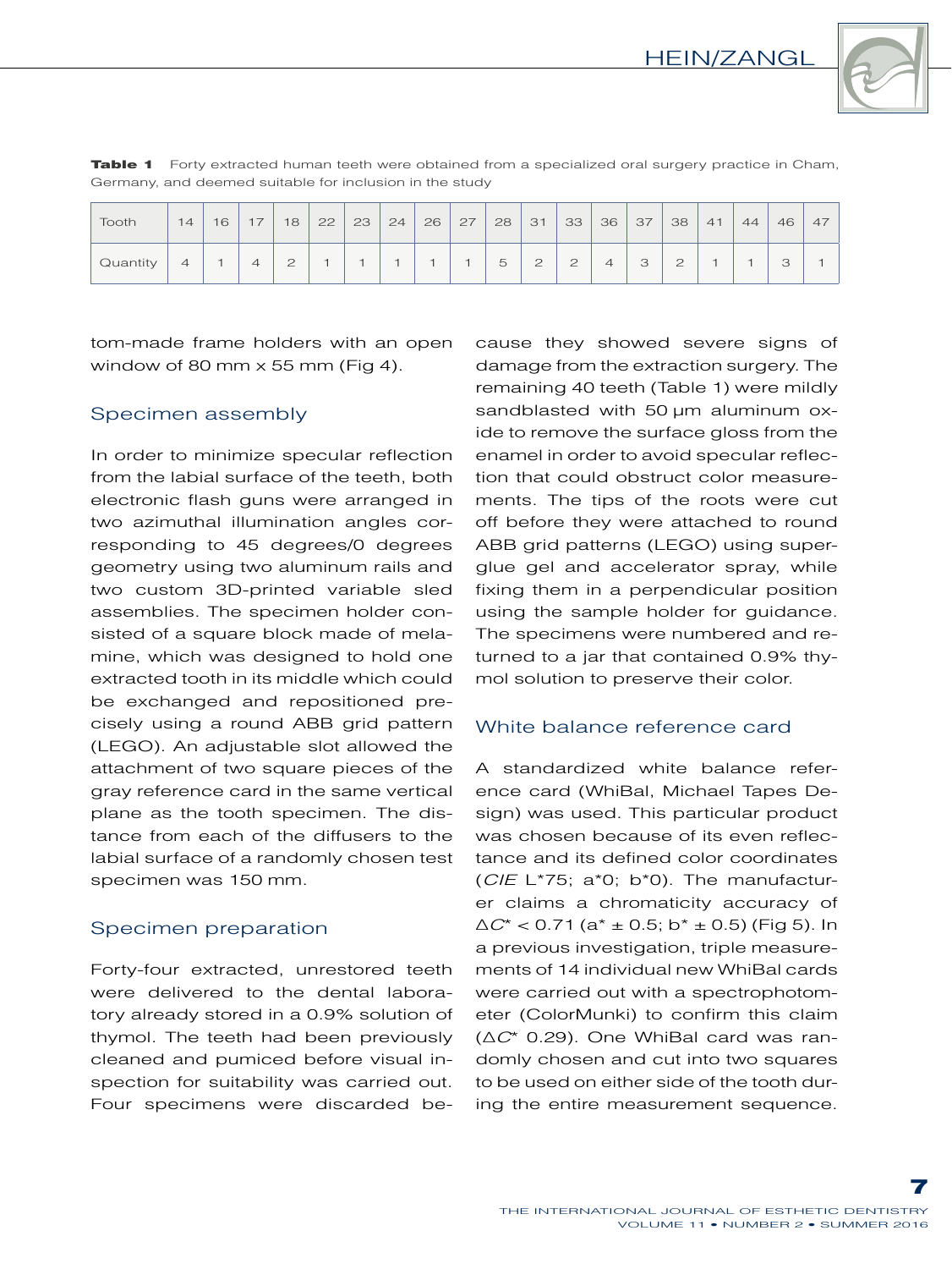**Table 1** Forty extracted human teeth were obtained from a specialized oral surgery practice in Cham, Germany, and deemed suitable for inclusion in the study

| Tooth | 14 | 16 | 17 | 18 | 22 | 23 | 24 | 26 | 27 | 28 | 31 | 33 | 36 | 37 | 38 | 41 | 44 | 46 | 47 |
|---|---|---|---|---|---|---|---|---|---|---|---|---|---|---|---|---|---|---|---|
| Quantity | 4 | 1 | 4 | 2 | 1 | 1 | 1 | 1 | 1 | 5 | 2 | 2 | 4 | 3 | 2 | 1 | 1 | 3 | 1 |

tom-made frame holders with an open window of 80 mm x 55 mm (Fig 4).

## Specimen assembly

In order to minimize specular reflection from the labial surface of the teeth, both electronic flash guns were arranged in two azimuthal illumination angles corresponding to 45 degrees/0 degrees geometry using two aluminum rails and two custom 3D-printed variable sled assemblies. The specimen holder consisted of a square block made of melamine, which was designed to hold one extracted tooth in its middle which could be exchanged and repositioned precisely using a round ABB grid pattern (LEGO). An adjustable slot allowed the attachment of two square pieces of the gray reference card in the same vertical plane as the tooth specimen. The distance from each of the diffusers to the labial surface of a randomly chosen test specimen was 150 mm.

## Specimen preparation

Forty-four extracted, unrestored teeth were delivered to the dental laboratory already stored in a 0.9% solution of thymol. The teeth had been previously cleaned and pumiced before visual inspection for suitability was carried out. Four specimens were discarded because they showed severe signs of damage from the extraction surgery. The remaining 40 teeth (Table 1) were mildly sandblasted with 50 µm aluminum oxide to remove the surface gloss from the enamel in order to avoid specular reflection that could obstruct color measurements. The tips of the roots were cut off before they were attached to round ABB grid patterns (LEGO) using superglue gel and accelerator spray, while fixing them in a perpendicular position using the sample holder for guidance. The specimens were numbered and returned to a jar that contained 0.9% thymol solution to preserve their color.

## White balance reference card

A standardized white balance reference card (WhiBal, Michael Tapes Design) was used. This particular product was chosen because of its even reflectance and its defined color coordinates (*CIE* L*75; a*0; b*0). The manufacturer claims a chromaticity accuracy of $\Delta C^* < 0.71$ ($a^* \pm 0.5$; $b^* \pm 0.5$) (Fig 5). In a previous investigation, triple measurements of 14 individual new WhiBal cards were carried out with a spectrophotometer (ColorMunki) to confirm this claim ($\Delta C^*$ 0.29). One WhiBal card was randomly chosen and cut into two squares to be used on either side of the tooth during the entire measurement sequence.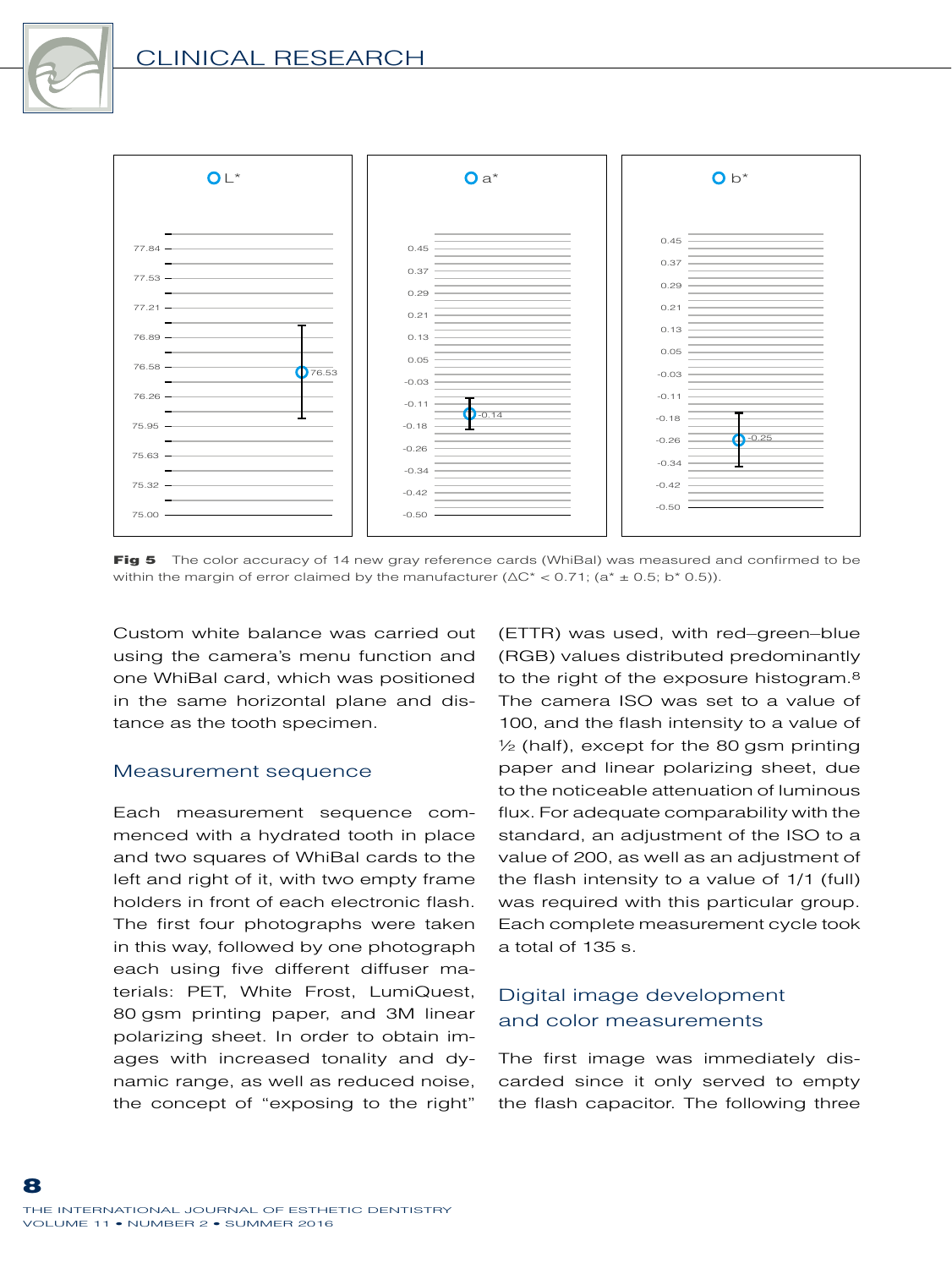**Fig 5** The color accuracy of 14 new gray reference cards (WhiBal) was measured and confirmed to be within the margin of error claimed by the manufacturer ($\Delta C^* < 0.71$; ($a^* \pm 0.5$; $b^*$ 0.5)).

Custom white balance was carried out using the camera's menu function and one WhiBal card, which was positioned in the same horizontal plane and distance as the tooth specimen.

## Measurement sequence

Each measurement sequence commenced with a hydrated tooth in place and two squares of WhiBal cards to the left and right of it, with two empty frame holders in front of each electronic flash. The first four photographs were taken in this way, followed by one photograph each using five different diffuser materials: PET, White Frost, LumiQuest, 80 gsm printing paper, and 3M linear polarizing sheet. In order to obtain images with increased tonality and dynamic range, as well as reduced noise, the concept of "exposing to the right" (ETTR) was used, with red–green–blue (RGB) values distributed predominantly to the right of the exposure histogram.[8] The camera ISO was set to a value of 100, and the flash intensity to a value of ½ (half), except for the 80 gsm printing paper and linear polarizing sheet, due to the noticeable attenuation of luminous flux. For adequate comparability with the standard, an adjustment of the ISO to a value of 200, as well as an adjustment of the flash intensity to a value of 1/1 (full) was required with this particular group. Each complete measurement cycle took a total of 135 s.

## Digital image development and color measurements

The first image was immediately discarded since it only served to empty the flash capacitor. The following three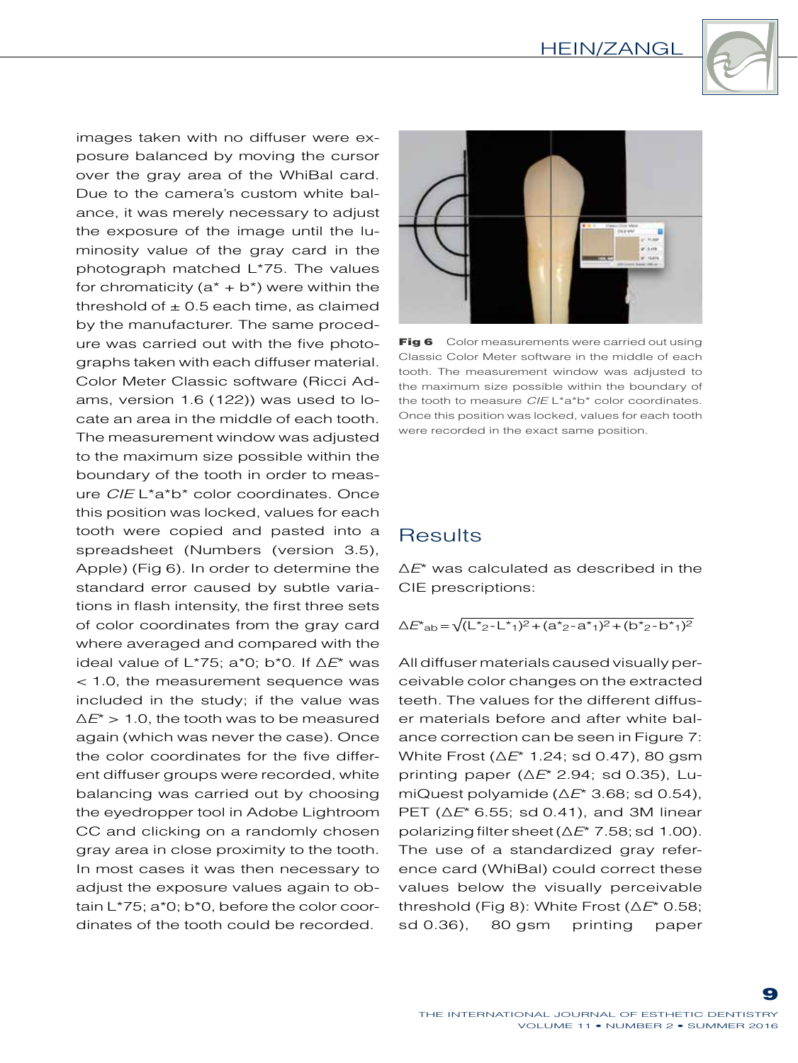images taken with no diffuser were exposure balanced by moving the cursor over the gray area of the WhiBal card. Due to the camera's custom white balance, it was merely necessary to adjust the exposure of the image until the luminosity value of the gray card in the photograph matched L*75. The values for chromaticity (a* + b*) were within the threshold of ± 0.5 each time, as claimed by the manufacturer. The same procedure was carried out with the five photographs taken with each diffuser material. Color Meter Classic software (Ricci Adams, version 1.6 (122)) was used to locate an area in the middle of each tooth. The measurement window was adjusted to the maximum size possible within the boundary of the tooth in order to measure *CIE* L*a*b* color coordinates. Once this position was locked, values for each tooth were copied and pasted into a spreadsheet (Numbers (version 3.5), Apple) (Fig 6). In order to determine the standard error caused by subtle variations in flash intensity, the first three sets of color coordinates from the gray card where averaged and compared with the ideal value of L*75; a*0; b*0. If $\Delta E^*$ was < 1.0, the measurement sequence was included in the study; if the value was $\Delta E^*$ > 1.0, the tooth was to be measured again (which was never the case). Once the color coordinates for the five different diffuser groups were recorded, white balancing was carried out by choosing the eyedropper tool in Adobe Lightroom CC and clicking on a randomly chosen gray area in close proximity to the tooth. In most cases it was then necessary to adjust the exposure values again to obtain L*75; a*0; b*0, before the color coordinates of the tooth could be recorded.

**Fig 6** Color measurements were carried out using Classic Color Meter software in the middle of each tooth. The measurement window was adjusted to the maximum size possible within the boundary of the tooth to measure *CIE* L*a*b* color coordinates. Once this position was locked, values for each tooth were recorded in the exact same position.

## Results

$\Delta E^*$ was calculated as described in the CIE prescriptions:

$$\Delta E^*_{ab} = \sqrt{(L^*_2 - L^*_1)^2 + (a^*_2 - a^*_1)^2 + (b^*_2 - b^*_1)^2}$$

All diffuser materials caused visually perceivable color changes on the extracted teeth. The values for the different diffuser materials before and after white balance correction can be seen in Figure 7: White Frost ($\Delta E^*$ 1.24; sd 0.47), 80 gsm printing paper ($\Delta E^*$ 2.94; sd 0.35), LumiQuest polyamide ($\Delta E^*$ 3.68; sd 0.54), PET ($\Delta E^*$ 6.55; sd 0.41), and 3M linear polarizing filter sheet ($\Delta E^*$ 7.58; sd 1.00). The use of a standardized gray reference card (WhiBal) could correct these values below the visually perceivable threshold (Fig 8): White Frost ($\Delta E^*$ 0.58; sd 0.36), 80 gsm printing paper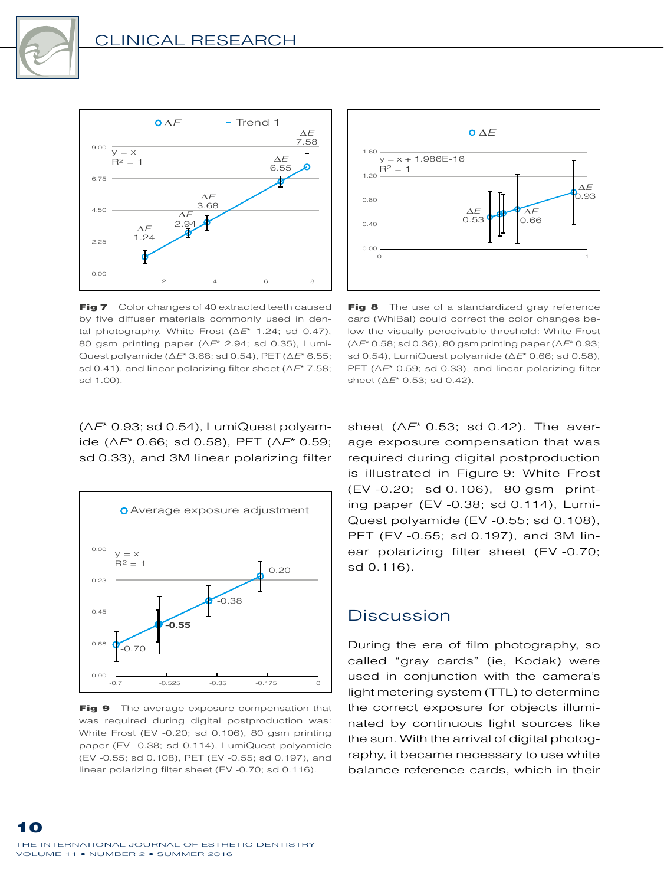**Fig 7** Color changes of 40 extracted teeth caused by five diffuser materials commonly used in dental photography. White Frost ($\Delta E^*$ 1.24; sd 0.47), 80 gsm printing paper ($\Delta E^*$ 2.94; sd 0.35), LumiQuest polyamide ($\Delta E^*$ 3.68; sd 0.54), PET ($\Delta E^*$ 6.55; sd 0.41), and linear polarizing filter sheet ($\Delta E^*$ 7.58; sd 1.00).

**Fig 8** The use of a standardized gray reference card (WhiBal) could correct the color changes below the visually perceivable threshold: White Frost ($\Delta E^*$ 0.58; sd 0.36), 80 gsm printing paper ($\Delta E^*$ 0.93; sd 0.54), LumiQuest polyamide ($\Delta E^*$ 0.66; sd 0.58), PET ($\Delta E^*$ 0.59; sd 0.33), and linear polarizing filter sheet ($\Delta E^*$ 0.53; sd 0.42).

($\Delta E^*$ 0.93; sd 0.54), LumiQuest polyamide ($\Delta E^*$ 0.66; sd 0.58), PET ($\Delta E^*$ 0.59; sd 0.33), and 3M linear polarizing filter sheet ($\Delta E^*$ 0.53; sd 0.42). The average exposure compensation that was required during digital postproduction is illustrated in Figure 9: White Frost (EV -0.20; sd 0.106), 80 gsm printing paper (EV -0.38; sd 0.114), LumiQuest polyamide (EV -0.55; sd 0.108), PET (EV -0.55; sd 0.197), and 3M linear polarizing filter sheet (EV -0.70; sd 0.116).

**Fig 9** The average exposure compensation that was required during digital postproduction was: White Frost (EV -0.20; sd 0.106), 80 gsm printing paper (EV -0.38; sd 0.114), LumiQuest polyamide (EV -0.55; sd 0.108), PET (EV -0.55; sd 0.197), and linear polarizing filter sheet (EV -0.70; sd 0.116).

## Discussion

During the era of film photography, so called “gray cards” (ie, Kodak) were used in conjunction with the camera's light metering system (TTL) to determine the correct exposure for objects illuminated by continuous light sources like the sun. With the arrival of digital photography, it became necessary to use white balance reference cards, which in their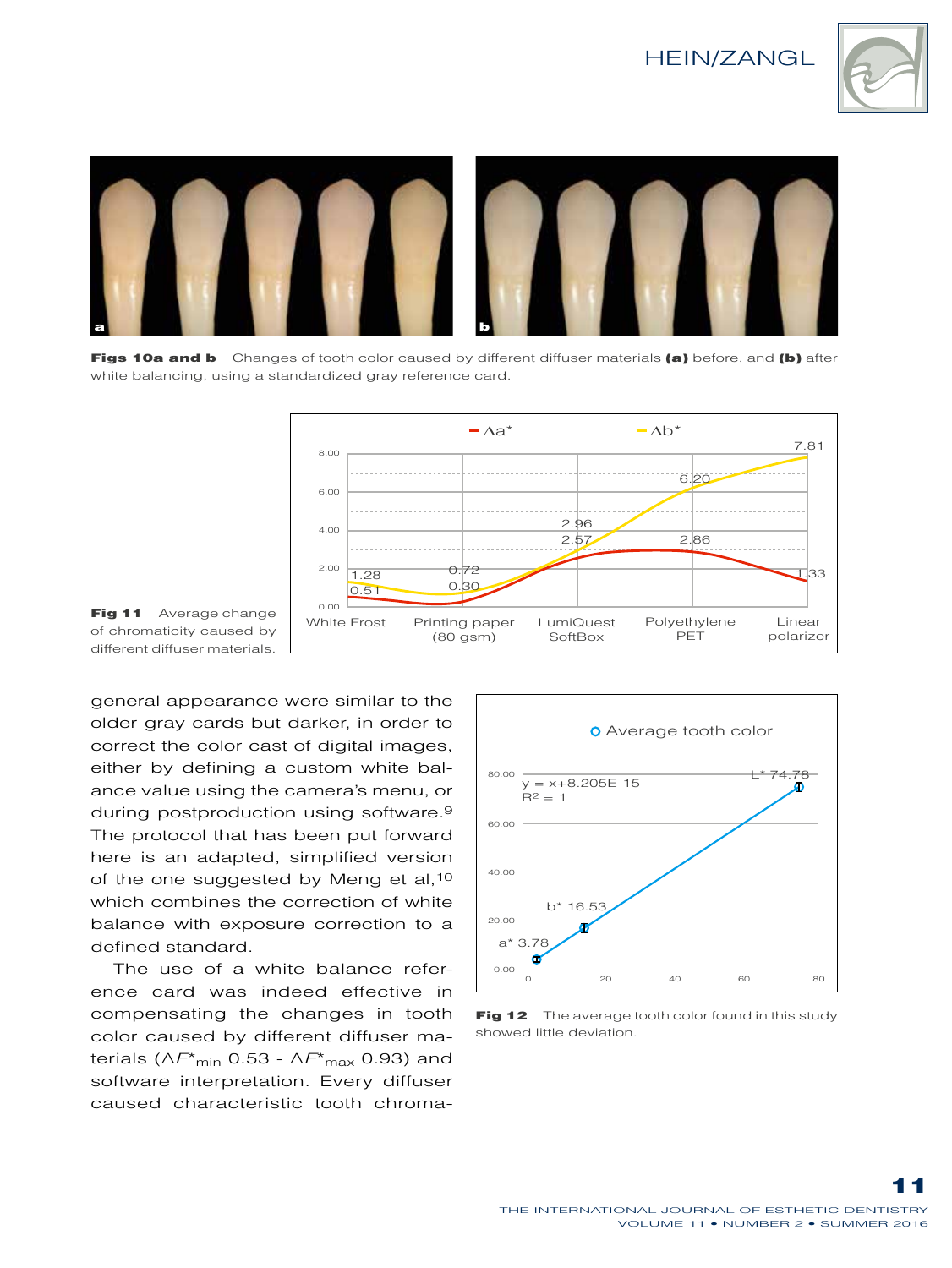**Figs 10a and b** Changes of tooth color caused by different diffuser materials **(a)** before, and **(b)** after white balancing, using a standardized gray reference card.

**Fig 11** Average change of chromaticity caused by different diffuser materials.

general appearance were similar to the older gray cards but darker, in order to correct the color cast of digital images, either by defining a custom white balance value using the camera's menu, or during postproduction using software.[9] The protocol that has been put forward here is an adapted, simplified version of the one suggested by Meng et al,[10] which combines the correction of white balance with exposure correction to a defined standard.

The use of a white balance reference card was indeed effective in compensating the changes in tooth color caused by different diffuser materials ($\Delta E^*_{min}$ 0.53 - $\Delta E^*_{max}$ 0.93) and software interpretation. Every diffuser caused characteristic tooth chroma-

**Fig 12** The average tooth color found in this study showed little deviation.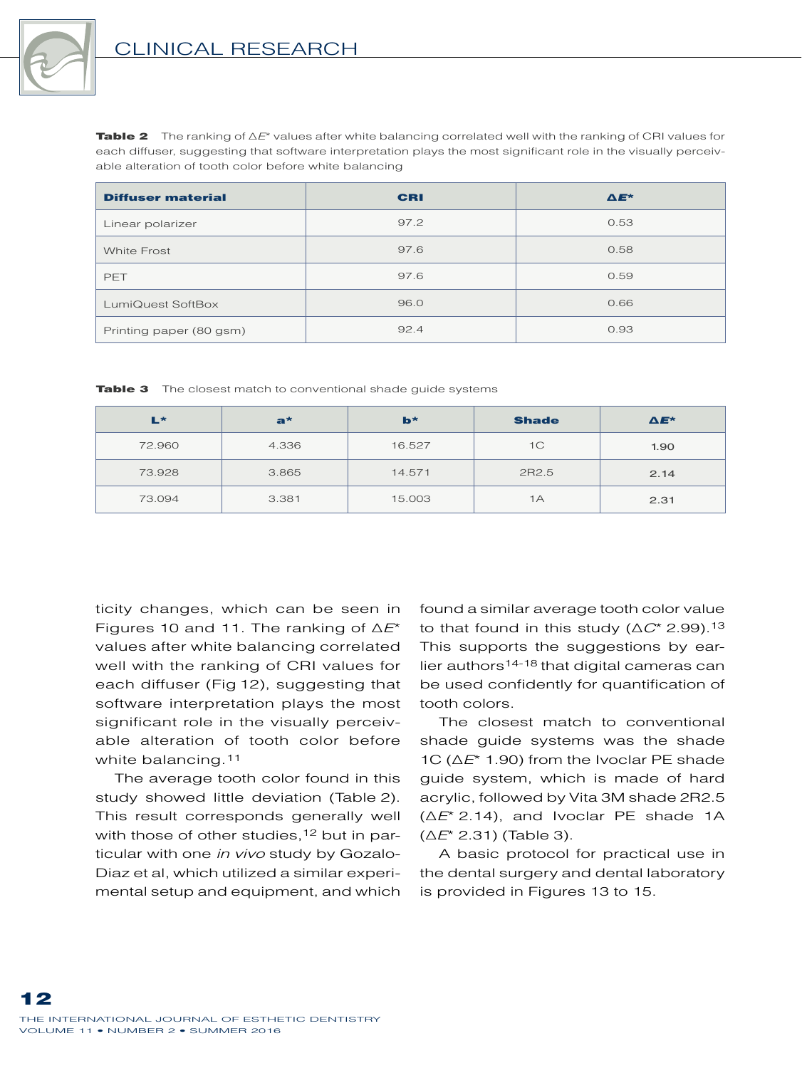**Table 2** The ranking of $\Delta E^*$ values after white balancing correlated well with the ranking of CRI values for each diffuser, suggesting that software interpretation plays the most significant role in the visually perceivable alteration of tooth color before white balancing

| Diffuser material | CRI | $\Delta E^*$ |
|---|---|---|
| Linear polarizer | 97.2 | 0.53 |
| White Frost | 97.6 | 0.58 |
| PET | 97.6 | 0.59 |
| LumiQuest SoftBox | 96.0 | 0.66 |
| Printing paper (80 gsm) | 92.4 | 0.93 |

**Table 3** The closest match to conventional shade guide systems

| $L^*$ | $a^*$ | $b^*$ | Shade | $\Delta E^*$ |
|---|---|---|---|---|
| 72.960 | 4.336 | 16.527 | 1C | 1.90 |
| 73.928 | 3.865 | 14.571 | 2R2.5 | 2.14 |
| 73.094 | 3.381 | 15.003 | 1A | 2.31 |

ticity changes, which can be seen in Figures 10 and 11. The ranking of $\Delta E^*$ values after white balancing correlated well with the ranking of CRI values for each diffuser (Fig 12), suggesting that software interpretation plays the most significant role in the visually perceivable alteration of tooth color before white balancing.[11]

The average tooth color found in this study showed little deviation (Table 2). This result corresponds generally well with those of other studies,[12] but in particular with one *in vivo* study by Gozalo-Diaz et al, which utilized a similar experimental setup and equipment, and which found a similar average tooth color value to that found in this study ($\Delta C^*$ 2.99).[13] This supports the suggestions by earlier authors[14-18] that digital cameras can be used confidently for quantification of tooth colors.

The closest match to conventional shade guide systems was the shade 1C ($\Delta E^*$ 1.90) from the Ivoclar PE shade guide system, which is made of hard acrylic, followed by Vita 3M shade 2R2.5 ($\Delta E^*$ 2.14), and Ivoclar PE shade 1A ($\Delta E^*$ 2.31) (Table 3).

A basic protocol for practical use in the dental surgery and dental laboratory is provided in Figures 13 to 15.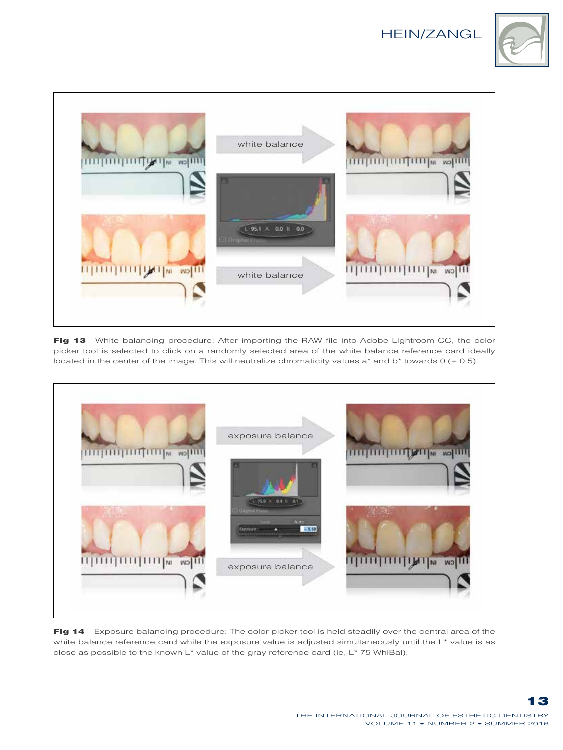**Fig 13** White balancing procedure: After importing the RAW file into Adobe Lightroom CC, the color picker tool is selected to click on a randomly selected area of the white balance reference card ideally located in the center of the image. This will neutralize chromaticity values a* and b* towards 0 (± 0.5).

**Fig 14** Exposure balancing procedure: The color picker tool is held steadily over the central area of the white balance reference card while the exposure value is adjusted simultaneously until the L* value is as close as possible to the known L* value of the gray reference card (ie, L* 75 WhiBal).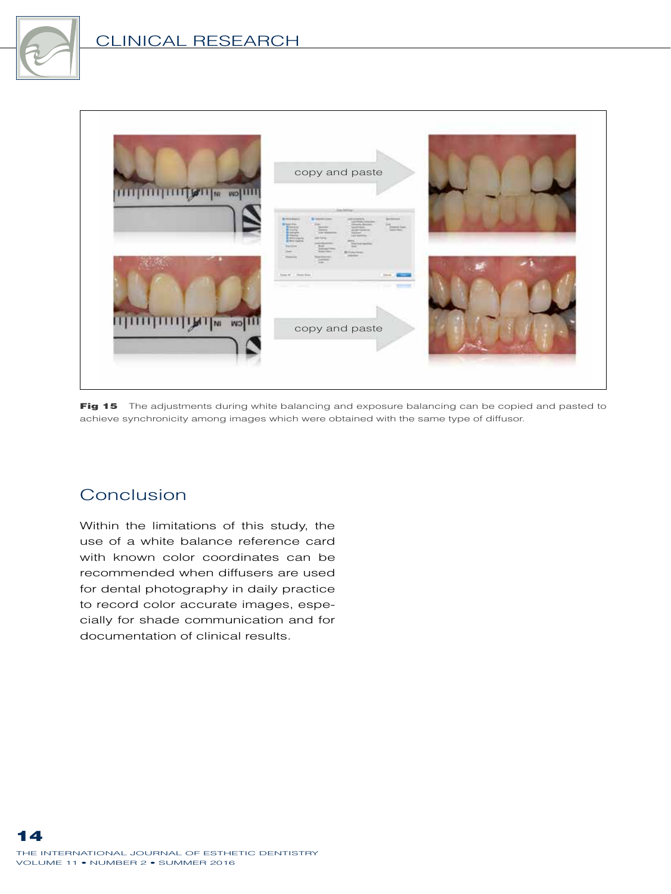**Fig 15** The adjustments during white balancing and exposure balancing can be copied and pasted to achieve synchronicity among images which were obtained with the same type of diffusor.

## Conclusion

Within the limitations of this study, the use of a white balance reference card with known color coordinates can be recommended when diffusers are used for dental photography in daily practice to record color accurate images, especially for shade communication and for documentation of clinical results.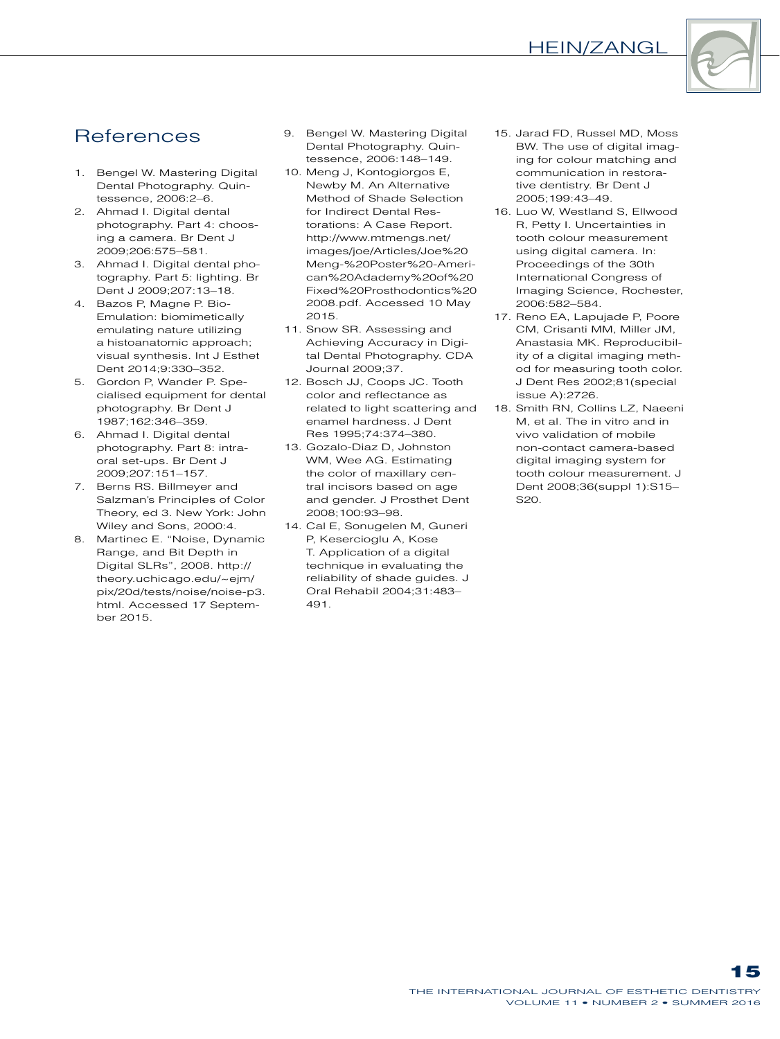## References

1. Bengel W. Mastering Digital Dental Photography. Quintessence, 2006:2–6.
2. Ahmad I. Digital dental photography. Part 4: choosing a camera. Br Dent J 2009;206:575–581.
3. Ahmad I. Digital dental photography. Part 5: lighting. Br Dent J 2009;207:13–18.
4. Bazos P, Magne P. Bio-Emulation: biomimetically emulating nature utilizing a histoanatomic approach; visual synthesis. Int J Esthet Dent 2014;9:330–352.
5. Gordon P, Wander P. Specialised equipment for dental photography. Br Dent J 1987;162:346–359.
6. Ahmad I. Digital dental photography. Part 8: intraoral set-ups. Br Dent J 2009;207:151–157.
7. Berns RS. Billmeyer and Salzman's Principles of Color Theory, ed 3. New York: John Wiley and Sons, 2000:4.
8. Martinec E. "Noise, Dynamic Range, and Bit Depth in Digital SLRs", 2008. http://theory.uchicago.edu/~ejm/pix/20d/tests/noise/noise-p3.html. Accessed 17 September 2015.
9. Bengel W. Mastering Digital Dental Photography. Quintessence, 2006:148–149.
10. Meng J, Kontogiorgos E, Newby M. An Alternative Method of Shade Selection for Indirect Dental Restorations: A Case Report. http://www.mtmengs.net/images/joe/Articles/Joe%20Meng-%20Poster%20-American%20Adademy%20of%20Fixed%20Prosthodontics%202008.pdf. Accessed 10 May 2015.
11. Snow SR. Assessing and Achieving Accuracy in Digital Dental Photography. CDA Journal 2009;37.
12. Bosch JJ, Coops JC. Tooth color and reflectance as related to light scattering and enamel hardness. J Dent Res 1995;74:374–380.
13. Gozalo-Diaz D, Johnston WM, Wee AG. Estimating the color of maxillary central incisors based on age and gender. J Prosthet Dent 2008;100:93–98.
14. Cal E, Sonugelen M, Guneri P, Kesercioglu A, Kose T. Application of a digital technique in evaluating the reliability of shade guides. J Oral Rehabil 2004;31:483–491.
15. Jarad FD, Russel MD, Moss BW. The use of digital imaging for colour matching and communication in restorative dentistry. Br Dent J 2005;199:43–49.
16. Luo W, Westland S, Ellwood R, Petty I. Uncertainties in tooth colour measurement using digital camera. In: Proceedings of the 30th International Congress of Imaging Science, Rochester, 2006:582–584.
17. Reno EA, Lapujade P, Poore CM, Crisanti MM, Miller JM, Anastasia MK. Reproducibility of a digital imaging method for measuring tooth color. J Dent Res 2002;81(special issue A):2726.
18. Smith RN, Collins LZ, Naeeni M, et al. The in vitro and in vivo validation of mobile non-contact camera-based digital imaging system for tooth colour measurement. J Dent 2008;36(suppl 1):S15–S20.